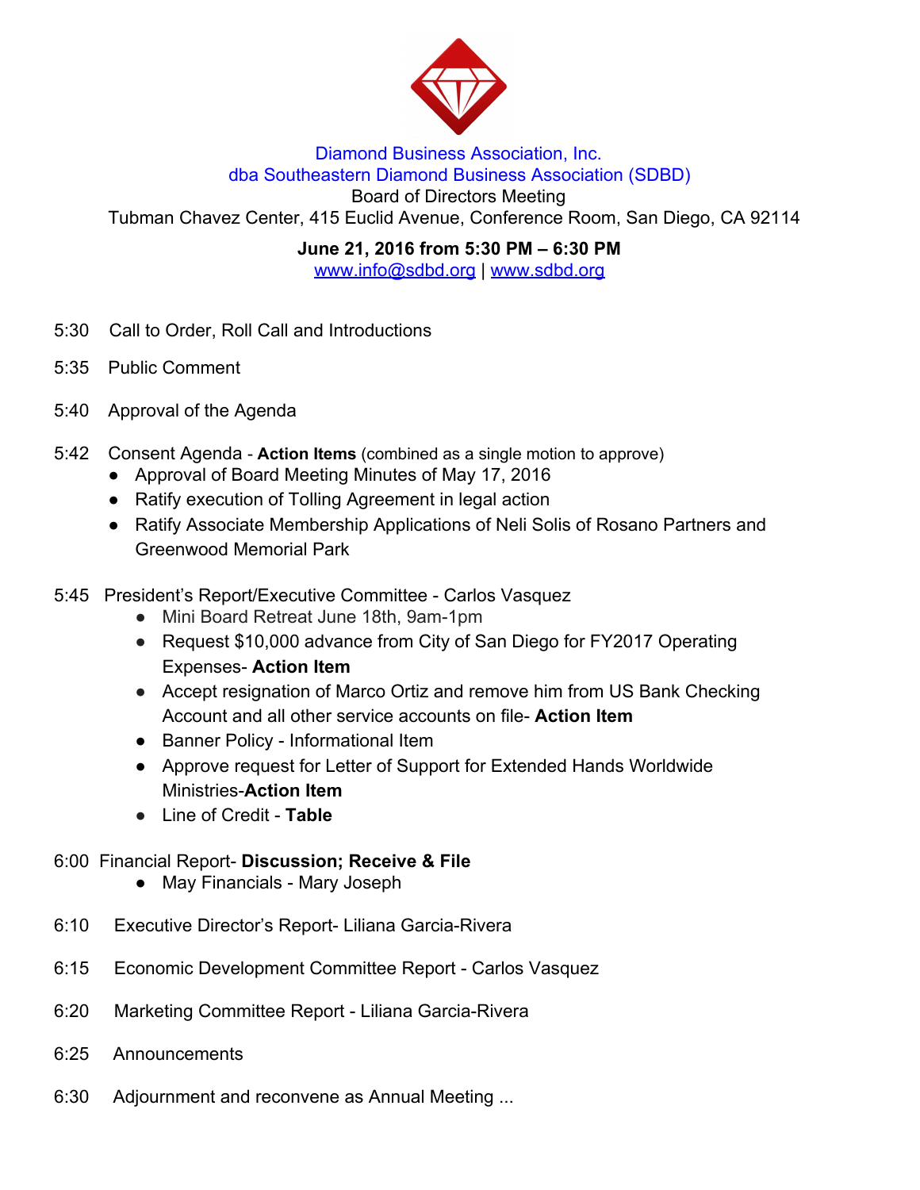Diamond Business Association, Inc.
dba Southeastern Diamond Business Association (SDBD)
Board of Directors Meeting
Tubman Chavez Center, 415 Euclid Avenue, Conference Room, San Diego, CA 92114

**June 21, 2016 from 5:30 PM – 6:30 PM**
www.info@sdbd.org | www.sdbd.org

5:30 Call to Order, Roll Call and Introductions

5:35 Public Comment

5:40 Approval of the Agenda

5:42 Consent Agenda - **Action Items** (combined as a single motion to approve)

- Approval of Board Meeting Minutes of May 17, 2016
- Ratify execution of Tolling Agreement in legal action
- Ratify Associate Membership Applications of Neli Solis of Rosano Partners and Greenwood Memorial Park

5:45 President's Report/Executive Committee - Carlos Vasquez

- Mini Board Retreat June 18th, 9am-1pm
- Request $10,000 advance from City of San Diego for FY2017 Operating Expenses- **Action Item**
- Accept resignation of Marco Ortiz and remove him from US Bank Checking Account and all other service accounts on file- **Action Item**
- Banner Policy - Informational Item
- Approve request for Letter of Support for Extended Hands Worldwide Ministries-**Action Item**
- Line of Credit - **Table**

6:00 Financial Report- **Discussion; Receive & File**

- May Financials - Mary Joseph

6:10 Executive Director's Report- Liliana Garcia-Rivera

6:15 Economic Development Committee Report - Carlos Vasquez

6:20 Marketing Committee Report - Liliana Garcia-Rivera

6:25 Announcements

6:30 Adjournment and reconvene as Annual Meeting ...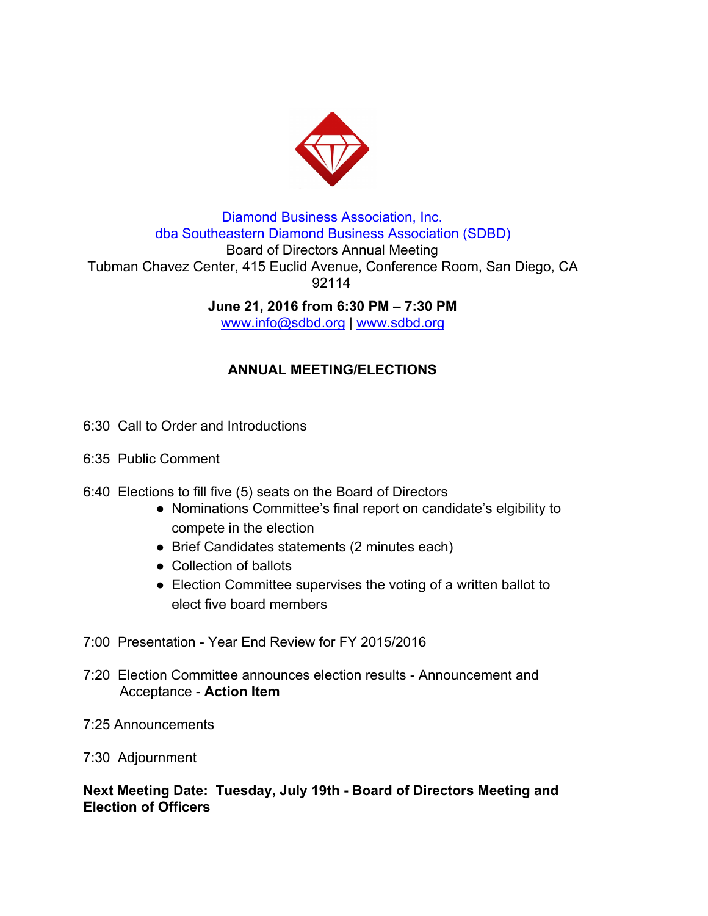Diamond Business Association, Inc.
dba Southeastern Diamond Business Association (SDBD)
Board of Directors Annual Meeting
Tubman Chavez Center, 415 Euclid Avenue, Conference Room, San Diego, CA 92114

**June 21, 2016 from 6:30 PM – 7:30 PM**
www.info@sdbd.org | www.sdbd.org

## ANNUAL MEETING/ELECTIONS

6:30 Call to Order and Introductions

6:35 Public Comment

6:40 Elections to fill five (5) seats on the Board of Directors

- Nominations Committee's final report on candidate's elgibility to compete in the election
- Brief Candidates statements (2 minutes each)
- Collection of ballots
- Election Committee supervises the voting of a written ballot to elect five board members

7:00 Presentation - Year End Review for FY 2015/2016

7:20 Election Committee announces election results - Announcement and Acceptance - **Action Item**

7:25 Announcements

7:30 Adjournment

**Next Meeting Date: Tuesday, July 19th - Board of Directors Meeting and Election of Officers**